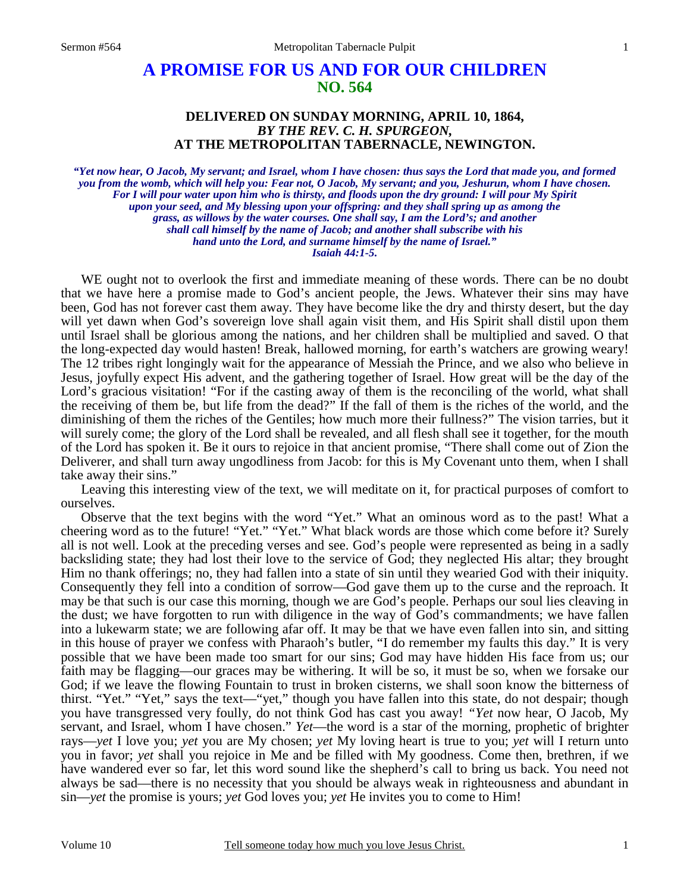# A PROMISE FOR US AND FOR OUR CHILDREN
## NO. 564

### DELIVERED ON SUNDAY MORNING, APRIL 10, 1864, *BY THE REV. C. H. SPURGEON,* AT THE METROPOLITAN TABERNACLE, NEWINGTON.

***"Yet now hear, O Jacob, My servant; and Israel, whom I have chosen: thus says the Lord that made you, and formed you from the womb, which will help you: Fear not, O Jacob, My servant; and you, Jeshurun, whom I have chosen. For I will pour water upon him who is thirsty, and floods upon the dry ground: I will pour My Spirit upon your seed, and My blessing upon your offspring: and they shall spring up as among the grass, as willows by the water courses. One shall say, I am the Lord's; and another shall call himself by the name of Jacob; and another shall subscribe with his hand unto the Lord, and surname himself by the name of Israel." Isaiah 44:1-5.***

WE ought not to overlook the first and immediate meaning of these words. There can be no doubt that we have here a promise made to God's ancient people, the Jews. Whatever their sins may have been, God has not forever cast them away. They have become like the dry and thirsty desert, but the day will yet dawn when God's sovereign love shall again visit them, and His Spirit shall distil upon them until Israel shall be glorious among the nations, and her children shall be multiplied and saved. O that the long-expected day would hasten! Break, hallowed morning, for earth's watchers are growing weary! The 12 tribes right longingly wait for the appearance of Messiah the Prince, and we also who believe in Jesus, joyfully expect His advent, and the gathering together of Israel. How great will be the day of the Lord's gracious visitation! "For if the casting away of them is the reconciling of the world, what shall the receiving of them be, but life from the dead?" If the fall of them is the riches of the world, and the diminishing of them the riches of the Gentiles; how much more their fullness?" The vision tarries, but it will surely come; the glory of the Lord shall be revealed, and all flesh shall see it together, for the mouth of the Lord has spoken it. Be it ours to rejoice in that ancient promise, "There shall come out of Zion the Deliverer, and shall turn away ungodliness from Jacob: for this is My Covenant unto them, when I shall take away their sins."

Leaving this interesting view of the text, we will meditate on it, for practical purposes of comfort to ourselves.

Observe that the text begins with the word "Yet." What an ominous word as to the past! What a cheering word as to the future! "Yet." "Yet." What black words are those which come before it? Surely all is not well. Look at the preceding verses and see. God's people were represented as being in a sadly backsliding state; they had lost their love to the service of God; they neglected His altar; they brought Him no thank offerings; no, they had fallen into a state of sin until they wearied God with their iniquity. Consequently they fell into a condition of sorrow—God gave them up to the curse and the reproach. It may be that such is our case this morning, though we are God's people. Perhaps our soul lies cleaving in the dust; we have forgotten to run with diligence in the way of God's commandments; we have fallen into a lukewarm state; we are following afar off. It may be that we have even fallen into sin, and sitting in this house of prayer we confess with Pharaoh's butler, "I do remember my faults this day." It is very possible that we have been made too smart for our sins; God may have hidden His face from us; our faith may be flagging—our graces may be withering. It will be so, it must be so, when we forsake our God; if we leave the flowing Fountain to trust in broken cisterns, we shall soon know the bitterness of thirst. "Yet." "Yet," says the text—"yet," though you have fallen into this state, do not despair; though you have transgressed very foully, do not think God has cast you away! "*Yet* now hear, O Jacob, My servant, and Israel, whom I have chosen." *Yet*—the word is a star of the morning, prophetic of brighter rays—*yet* I love you; *yet* you are My chosen; *yet* My loving heart is true to you; *yet* will I return unto you in favor; *yet* shall you rejoice in Me and be filled with My goodness. Come then, brethren, if we have wandered ever so far, let this word sound like the shepherd's call to bring us back. You need not always be sad—there is no necessity that you should be always weak in righteousness and abundant in sin—*yet* the promise is yours; *yet* God loves you; *yet* He invites you to come to Him!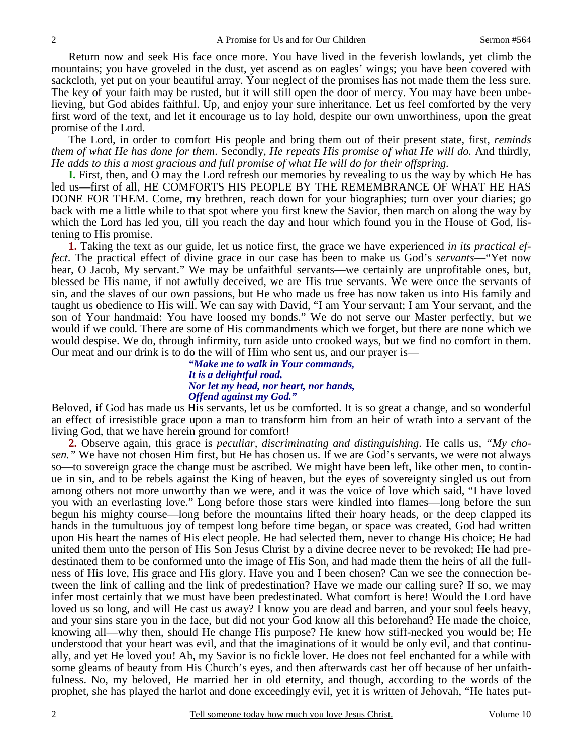Return now and seek His face once more. You have lived in the feverish lowlands, yet climb the mountains; you have groveled in the dust, yet ascend as on eagles' wings; you have been covered with sackcloth, yet put on your beautiful array. Your neglect of the promises has not made them the less sure. The key of your faith may be rusted, but it will still open the door of mercy. You may have been unbelieving, but God abides faithful. Up, and enjoy your sure inheritance. Let us feel comforted by the very first word of the text, and let it encourage us to lay hold, despite our own unworthiness, upon the great promise of the Lord.

The Lord, in order to comfort His people and bring them out of their present state, first, *reminds them of what He has done for them*. Secondly, *He repeats His promise of what He will do.* And thirdly, *He adds to this a most gracious and full promise of what He will do for their offspring.*

**I.** First, then, and O may the Lord refresh our memories by revealing to us the way by which He has led us—first of all, HE COMFORTS HIS PEOPLE BY THE REMEMBRANCE OF WHAT HE HAS DONE FOR THEM. Come, my brethren, reach down for your biographies; turn over your diaries; go back with me a little while to that spot where you first knew the Savior, then march on along the way by which the Lord has led you, till you reach the day and hour which found you in the House of God, listening to His promise.

**1.** Taking the text as our guide, let us notice first, the grace we have experienced *in its practical effect*. The practical effect of divine grace in our case has been to make us God's *servants*—"Yet now hear, O Jacob, My servant." We may be unfaithful servants—we certainly are unprofitable ones, but, blessed be His name, if not awfully deceived, we are His true servants. We were once the servants of sin, and the slaves of our own passions, but He who made us free has now taken us into His family and taught us obedience to His will. We can say with David, "I am Your servant; I am Your servant, and the son of Your handmaid: You have loosed my bonds." We do not serve our Master perfectly, but we would if we could. There are some of His commandments which we forget, but there are none which we would despise. We do, through infirmity, turn aside unto crooked ways, but we find no comfort in them. Our meat and our drink is to do the will of Him who sent us, and our prayer is—

> ***"Make me to walk in Your commands,***
> ***It is a delightful road.***
> ***Nor let my head, nor heart, nor hands,***
> ***Offend against my God."***

Beloved, if God has made us His servants, let us be comforted. It is so great a change, and so wonderful an effect of irresistible grace upon a man to transform him from an heir of wrath into a servant of the living God, that we have herein ground for comfort!

**2.** Observe again, this grace is *peculiar, discriminating and distinguishing*. He calls us, *"My chosen."* We have not chosen Him first, but He has chosen us. If we are God's servants, we were not always so—to sovereign grace the change must be ascribed. We might have been left, like other men, to continue in sin, and to be rebels against the King of heaven, but the eyes of sovereignty singled us out from among others not more unworthy than we were, and it was the voice of love which said, "I have loved you with an everlasting love." Long before those stars were kindled into flames—long before the sun begun his mighty course—long before the mountains lifted their hoary heads, or the deep clapped its hands in the tumultuous joy of tempest long before time began, or space was created, God had written upon His heart the names of His elect people. He had selected them, never to change His choice; He had united them unto the person of His Son Jesus Christ by a divine decree never to be revoked; He had predestinated them to be conformed unto the image of His Son, and had made them the heirs of all the fullness of His love, His grace and His glory. Have you and I been chosen? Can we see the connection between the link of calling and the link of predestination? Have we made our calling sure? If so, we may infer most certainly that we must have been predestinated. What comfort is here! Would the Lord have loved us so long, and will He cast us away? I know you are dead and barren, and your soul feels heavy, and your sins stare you in the face, but did not your God know all this beforehand? He made the choice, knowing all—why then, should He change His purpose? He knew how stiff-necked you would be; He understood that your heart was evil, and that the imaginations of it would be only evil, and that continually, and yet He loved you! Ah, my Savior is no fickle lover. He does not feel enchanted for a while with some gleams of beauty from His Church's eyes, and then afterwards cast her off because of her unfaithfulness. No, my beloved, He married her in old eternity, and though, according to the words of the prophet, she has played the harlot and done exceedingly evil, yet it is written of Jehovah, "He hates put-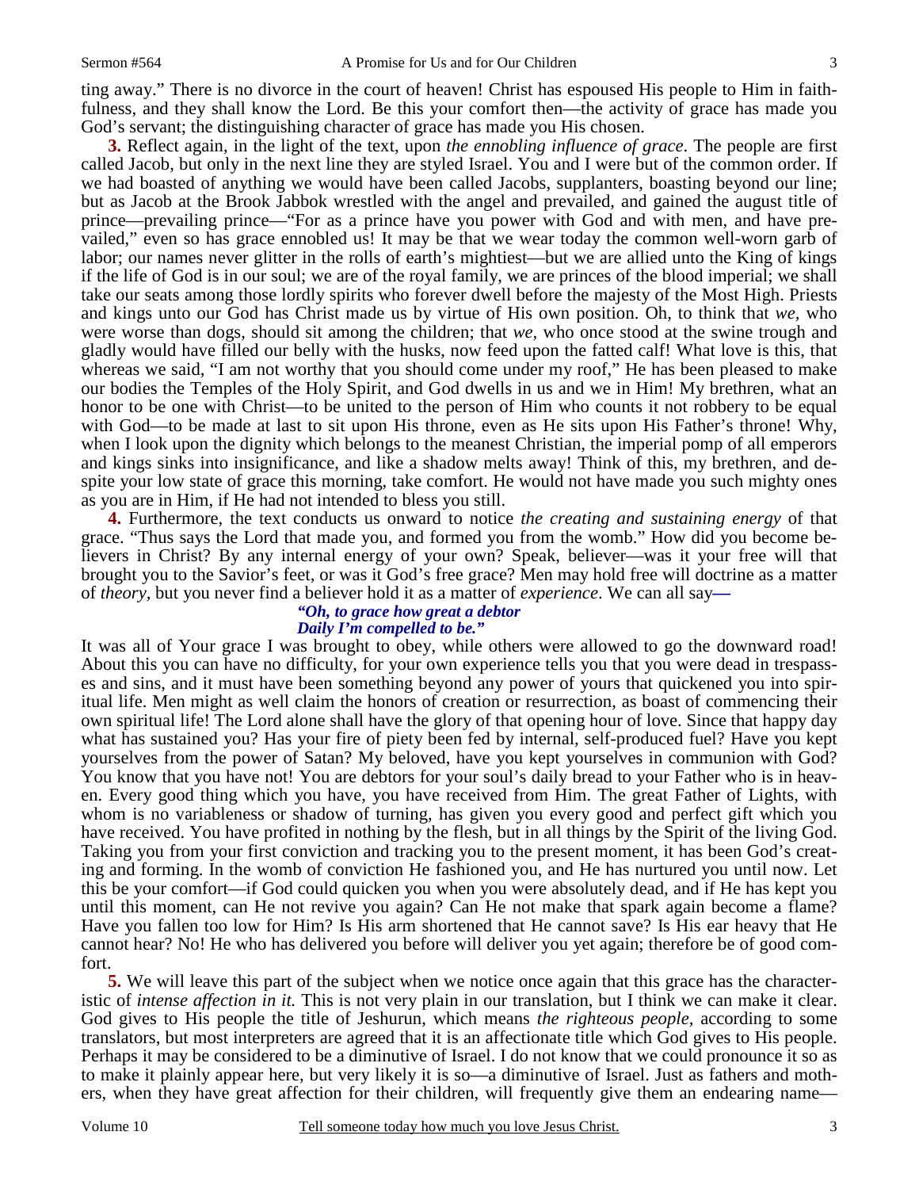ting away." There is no divorce in the court of heaven! Christ has espoused His people to Him in faithfulness, and they shall know the Lord. Be this your comfort then—the activity of grace has made you God's servant; the distinguishing character of grace has made you His chosen.

**3.** Reflect again, in the light of the text, upon *the ennobling influence of grace*. The people are first called Jacob, but only in the next line they are styled Israel. You and I were but of the common order. If we had boasted of anything we would have been called Jacobs, supplanters, boasting beyond our line; but as Jacob at the Brook Jabbok wrestled with the angel and prevailed, and gained the august title of prince—prevailing prince—"For as a prince have you power with God and with men, and have prevailed," even so has grace ennobled us! It may be that we wear today the common well-worn garb of labor; our names never glitter in the rolls of earth's mightiest—but we are allied unto the King of kings if the life of God is in our soul; we are of the royal family, we are princes of the blood imperial; we shall take our seats among those lordly spirits who forever dwell before the majesty of the Most High. Priests and kings unto our God has Christ made us by virtue of His own position. Oh, to think that *we,* who were worse than dogs, should sit among the children; that *we,* who once stood at the swine trough and gladly would have filled our belly with the husks, now feed upon the fatted calf! What love is this, that whereas we said, "I am not worthy that you should come under my roof," He has been pleased to make our bodies the Temples of the Holy Spirit, and God dwells in us and we in Him! My brethren, what an honor to be one with Christ—to be united to the person of Him who counts it not robbery to be equal with God—to be made at last to sit upon His throne, even as He sits upon His Father's throne! Why, when I look upon the dignity which belongs to the meanest Christian, the imperial pomp of all emperors and kings sinks into insignificance, and like a shadow melts away! Think of this, my brethren, and despite your low state of grace this morning, take comfort. He would not have made you such mighty ones as you are in Him, if He had not intended to bless you still.

**4.** Furthermore, the text conducts us onward to notice *the creating and sustaining energy* of that grace. "Thus says the Lord that made you, and formed you from the womb." How did you become believers in Christ? By any internal energy of your own? Speak, believer—was it your free will that brought you to the Savior's feet, or was it God's free grace? Men may hold free will doctrine as a matter of *theory,* but you never find a believer hold it as a matter of *experience*. We can all say—

*"Oh, to grace how great a debtor*
*Daily I'm compelled to be."*

It was all of Your grace I was brought to obey, while others were allowed to go the downward road! About this you can have no difficulty, for your own experience tells you that you were dead in trespasses and sins, and it must have been something beyond any power of yours that quickened you into spiritual life. Men might as well claim the honors of creation or resurrection, as boast of commencing their own spiritual life! The Lord alone shall have the glory of that opening hour of love. Since that happy day what has sustained you? Has your fire of piety been fed by internal, self-produced fuel? Have you kept yourselves from the power of Satan? My beloved, have you kept yourselves in communion with God? You know that you have not! You are debtors for your soul's daily bread to your Father who is in heaven. Every good thing which you have, you have received from Him. The great Father of Lights, with whom is no variableness or shadow of turning, has given you every good and perfect gift which you have received. You have profited in nothing by the flesh, but in all things by the Spirit of the living God. Taking you from your first conviction and tracking you to the present moment, it has been God's creating and forming. In the womb of conviction He fashioned you, and He has nurtured you until now. Let this be your comfort—if God could quicken you when you were absolutely dead, and if He has kept you until this moment, can He not revive you again? Can He not make that spark again become a flame? Have you fallen too low for Him? Is His arm shortened that He cannot save? Is His ear heavy that He cannot hear? No! He who has delivered you before will deliver you yet again; therefore be of good comfort.

**5.** We will leave this part of the subject when we notice once again that this grace has the characteristic of *intense affection in it.* This is not very plain in our translation, but I think we can make it clear. God gives to His people the title of Jeshurun, which means *the righteous people,* according to some translators, but most interpreters are agreed that it is an affectionate title which God gives to His people. Perhaps it may be considered to be a diminutive of Israel. I do not know that we could pronounce it so as to make it plainly appear here, but very likely it is so—a diminutive of Israel. Just as fathers and mothers, when they have great affection for their children, will frequently give them an endearing name—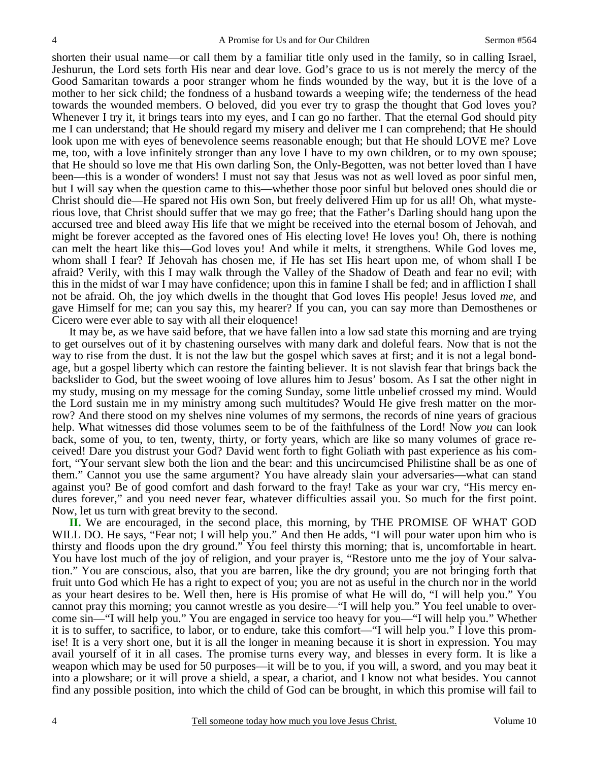shorten their usual name—or call them by a familiar title only used in the family, so in calling Israel, Jeshurun, the Lord sets forth His near and dear love. God's grace to us is not merely the mercy of the Good Samaritan towards a poor stranger whom he finds wounded by the way, but it is the love of a mother to her sick child; the fondness of a husband towards a weeping wife; the tenderness of the head towards the wounded members. O beloved, did you ever try to grasp the thought that God loves you? Whenever I try it, it brings tears into my eyes, and I can go no farther. That the eternal God should pity me I can understand; that He should regard my misery and deliver me I can comprehend; that He should look upon me with eyes of benevolence seems reasonable enough; but that He should LOVE me? Love me, too, with a love infinitely stronger than any love I have to my own children, or to my own spouse; that He should so love me that His own darling Son, the Only-Begotten, was not better loved than I have been—this is a wonder of wonders! I must not say that Jesus was not as well loved as poor sinful men, but I will say when the question came to this—whether those poor sinful but beloved ones should die or Christ should die—He spared not His own Son, but freely delivered Him up for us all! Oh, what mysterious love, that Christ should suffer that we may go free; that the Father's Darling should hang upon the accursed tree and bleed away His life that we might be received into the eternal bosom of Jehovah, and might be forever accepted as the favored ones of His electing love! He loves you! Oh, there is nothing can melt the heart like this—God loves you! And while it melts, it strengthens. While God loves me, whom shall I fear? If Jehovah has chosen me, if He has set His heart upon me, of whom shall I be afraid? Verily, with this I may walk through the Valley of the Shadow of Death and fear no evil; with this in the midst of war I may have confidence; upon this in famine I shall be fed; and in affliction I shall not be afraid. Oh, the joy which dwells in the thought that God loves His people! Jesus loved *me*, and gave Himself for me; can you say this, my hearer? If you can, you can say more than Demosthenes or Cicero were ever able to say with all their eloquence!

It may be, as we have said before, that we have fallen into a low sad state this morning and are trying to get ourselves out of it by chastening ourselves with many dark and doleful fears. Now that is not the way to rise from the dust. It is not the law but the gospel which saves at first; and it is not a legal bondage, but a gospel liberty which can restore the fainting believer. It is not slavish fear that brings back the backslider to God, but the sweet wooing of love allures him to Jesus' bosom. As I sat the other night in my study, musing on my message for the coming Sunday, some little unbelief crossed my mind. Would the Lord sustain me in my ministry among such multitudes? Would He give fresh matter on the morrow? And there stood on my shelves nine volumes of my sermons, the records of nine years of gracious help. What witnesses did those volumes seem to be of the faithfulness of the Lord! Now *you* can look back, some of you, to ten, twenty, thirty, or forty years, which are like so many volumes of grace received! Dare you distrust your God? David went forth to fight Goliath with past experience as his comfort, "Your servant slew both the lion and the bear: and this uncircumcised Philistine shall be as one of them." Cannot you use the same argument? You have already slain your adversaries—what can stand against you? Be of good comfort and dash forward to the fray! Take as your war cry, "His mercy endures forever," and you need never fear, whatever difficulties assail you. So much for the first point. Now, let us turn with great brevity to the second.

**II.** We are encouraged, in the second place, this morning, by THE PROMISE OF WHAT GOD WILL DO. He says, "Fear not; I will help you." And then He adds, "I will pour water upon him who is thirsty and floods upon the dry ground." You feel thirsty this morning; that is, uncomfortable in heart. You have lost much of the joy of religion, and your prayer is, "Restore unto me the joy of Your salvation." You are conscious, also, that you are barren, like the dry ground; you are not bringing forth that fruit unto God which He has a right to expect of you; you are not as useful in the church nor in the world as your heart desires to be. Well then, here is His promise of what He will do, "I will help you." You cannot pray this morning; you cannot wrestle as you desire—"I will help you." You feel unable to overcome sin—"I will help you." You are engaged in service too heavy for you—"I will help you." Whether it is to suffer, to sacrifice, to labor, or to endure, take this comfort—"I will help you." I love this promise! It is a very short one, but it is all the longer in meaning because it is short in expression. You may avail yourself of it in all cases. The promise turns every way, and blesses in every form. It is like a weapon which may be used for 50 purposes—it will be to you, if you will, a sword, and you may beat it into a plowshare; or it will prove a shield, a spear, a chariot, and I know not what besides. You cannot find any possible position, into which the child of God can be brought, in which this promise will fail to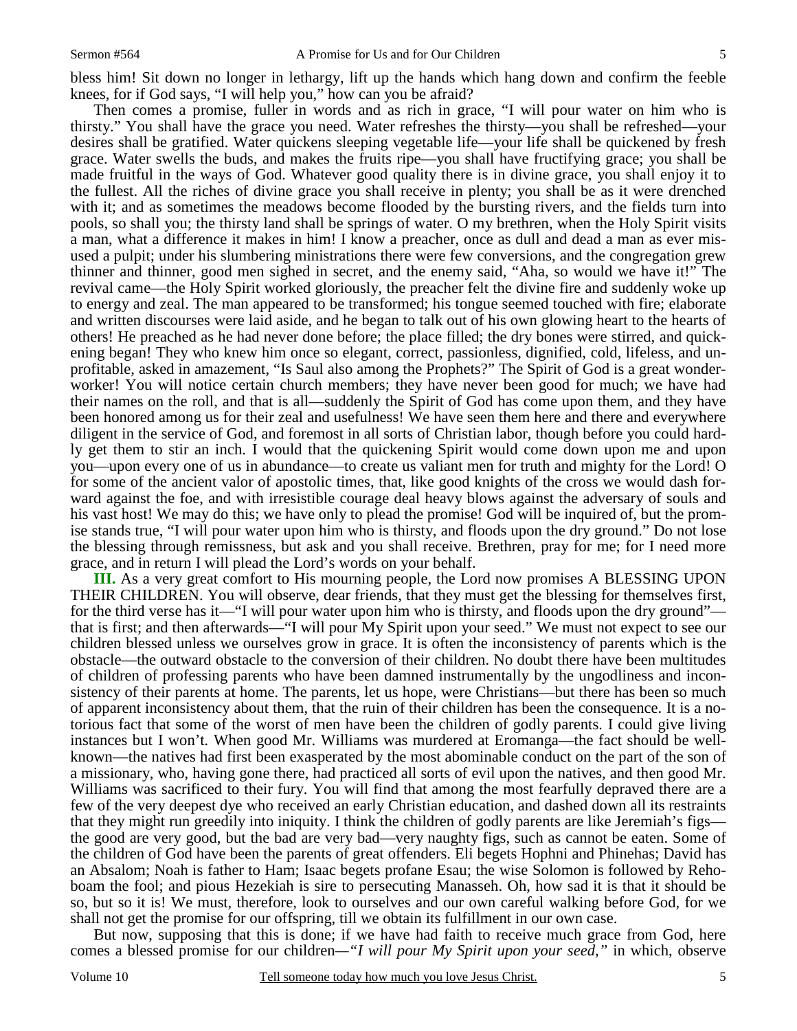bless him! Sit down no longer in lethargy, lift up the hands which hang down and confirm the feeble knees, for if God says, "I will help you," how can you be afraid?

Then comes a promise, fuller in words and as rich in grace, "I will pour water on him who is thirsty." You shall have the grace you need. Water refreshes the thirsty—you shall be refreshed—your desires shall be gratified. Water quickens sleeping vegetable life—your life shall be quickened by fresh grace. Water swells the buds, and makes the fruits ripe—you shall have fructifying grace; you shall be made fruitful in the ways of God. Whatever good quality there is in divine grace, you shall enjoy it to the fullest. All the riches of divine grace you shall receive in plenty; you shall be as it were drenched with it; and as sometimes the meadows become flooded by the bursting rivers, and the fields turn into pools, so shall you; the thirsty land shall be springs of water. O my brethren, when the Holy Spirit visits a man, what a difference it makes in him! I know a preacher, once as dull and dead a man as ever misused a pulpit; under his slumbering ministrations there were few conversions, and the congregation grew thinner and thinner, good men sighed in secret, and the enemy said, "Aha, so would we have it!" The revival came—the Holy Spirit worked gloriously, the preacher felt the divine fire and suddenly woke up to energy and zeal. The man appeared to be transformed; his tongue seemed touched with fire; elaborate and written discourses were laid aside, and he began to talk out of his own glowing heart to the hearts of others! He preached as he had never done before; the place filled; the dry bones were stirred, and quickening began! They who knew him once so elegant, correct, passionless, dignified, cold, lifeless, and unprofitable, asked in amazement, "Is Saul also among the Prophets?" The Spirit of God is a great wonder-worker! You will notice certain church members; they have never been good for much; we have had their names on the roll, and that is all—suddenly the Spirit of God has come upon them, and they have been honored among us for their zeal and usefulness! We have seen them here and there and everywhere diligent in the service of God, and foremost in all sorts of Christian labor, though before you could hardly get them to stir an inch. I would that the quickening Spirit would come down upon me and upon you—upon every one of us in abundance—to create us valiant men for truth and mighty for the Lord! O for some of the ancient valor of apostolic times, that, like good knights of the cross we would dash forward against the foe, and with irresistible courage deal heavy blows against the adversary of souls and his vast host! We may do this; we have only to plead the promise! God will be inquired of, but the promise stands true, "I will pour water upon him who is thirsty, and floods upon the dry ground." Do not lose the blessing through remissness, but ask and you shall receive. Brethren, pray for me; for I need more grace, and in return I will plead the Lord's words on your behalf.

**III.** As a very great comfort to His mourning people, the Lord now promises A BLESSING UPON THEIR CHILDREN. You will observe, dear friends, that they must get the blessing for themselves first, for the third verse has it—"I will pour water upon him who is thirsty, and floods upon the dry ground"—that is first; and then afterwards—"I will pour My Spirit upon your seed." We must not expect to see our children blessed unless we ourselves grow in grace. It is often the inconsistency of parents which is the obstacle—the outward obstacle to the conversion of their children. No doubt there have been multitudes of children of professing parents who have been damned instrumentally by the ungodliness and inconsistency of their parents at home. The parents, let us hope, were Christians—but there has been so much of apparent inconsistency about them, that the ruin of their children has been the consequence. It is a notorious fact that some of the worst of men have been the children of godly parents. I could give living instances but I won't. When good Mr. Williams was murdered at Eromanga—the fact should be well-known—the natives had first been exasperated by the most abominable conduct on the part of the son of a missionary, who, having gone there, had practiced all sorts of evil upon the natives, and then good Mr. Williams was sacrificed to their fury. You will find that among the most fearfully depraved there are a few of the very deepest dye who received an early Christian education, and dashed down all its restraints that they might run greedily into iniquity. I think the children of godly parents are like Jeremiah's figs—the good are very good, but the bad are very bad—very naughty figs, such as cannot be eaten. Some of the children of God have been the parents of great offenders. Eli begets Hophni and Phinehas; David has an Absalom; Noah is father to Ham; Isaac begets profane Esau; the wise Solomon is followed by Rehoboam the fool; and pious Hezekiah is sire to persecuting Manasseh. Oh, how sad it is that it should be so, but so it is! We must, therefore, look to ourselves and our own careful walking before God, for we shall not get the promise for our offspring, till we obtain its fulfillment in our own case.

But now, supposing that this is done; if we have had faith to receive much grace from God, here comes a blessed promise for our children—*"I will pour My Spirit upon your seed,"* in which, observe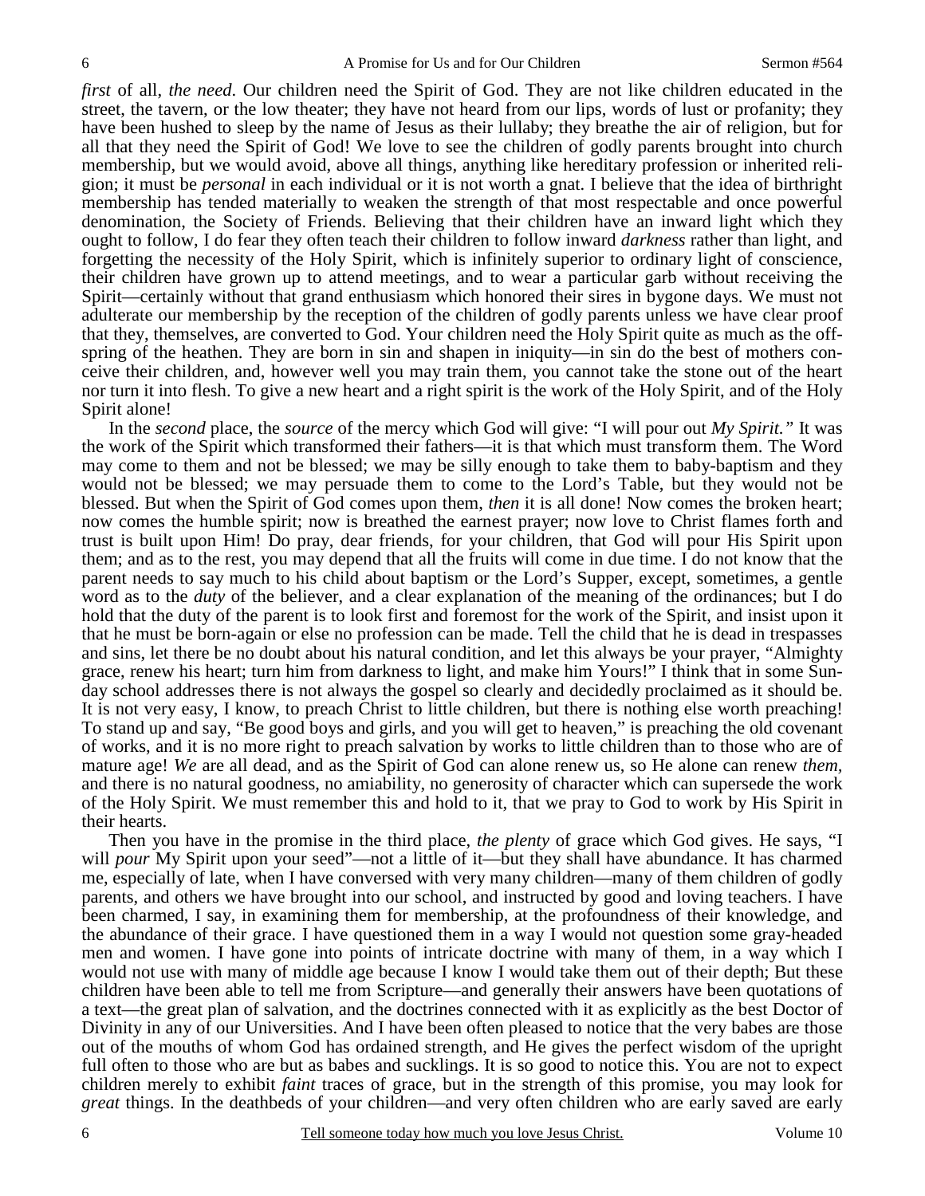*first* of all, *the need*. Our children need the Spirit of God. They are not like children educated in the street, the tavern, or the low theater; they have not heard from our lips, words of lust or profanity; they have been hushed to sleep by the name of Jesus as their lullaby; they breathe the air of religion, but for all that they need the Spirit of God! We love to see the children of godly parents brought into church membership, but we would avoid, above all things, anything like hereditary profession or inherited religion; it must be *personal* in each individual or it is not worth a gnat. I believe that the idea of birthright membership has tended materially to weaken the strength of that most respectable and once powerful denomination, the Society of Friends. Believing that their children have an inward light which they ought to follow, I do fear they often teach their children to follow inward *darkness* rather than light, and forgetting the necessity of the Holy Spirit, which is infinitely superior to ordinary light of conscience, their children have grown up to attend meetings, and to wear a particular garb without receiving the Spirit—certainly without that grand enthusiasm which honored their sires in bygone days. We must not adulterate our membership by the reception of the children of godly parents unless we have clear proof that they, themselves, are converted to God. Your children need the Holy Spirit quite as much as the offspring of the heathen. They are born in sin and shapen in iniquity—in sin do the best of mothers conceive their children, and, however well you may train them, you cannot take the stone out of the heart nor turn it into flesh. To give a new heart and a right spirit is the work of the Holy Spirit, and of the Holy Spirit alone!

In the *second* place, the *source* of the mercy which God will give: "I will pour out *My Spirit."* It was the work of the Spirit which transformed their fathers—it is that which must transform them. The Word may come to them and not be blessed; we may be silly enough to take them to baby-baptism and they would not be blessed; we may persuade them to come to the Lord's Table, but they would not be blessed. But when the Spirit of God comes upon them, *then* it is all done! Now comes the broken heart; now comes the humble spirit; now is breathed the earnest prayer; now love to Christ flames forth and trust is built upon Him! Do pray, dear friends, for your children, that God will pour His Spirit upon them; and as to the rest, you may depend that all the fruits will come in due time. I do not know that the parent needs to say much to his child about baptism or the Lord's Supper, except, sometimes, a gentle word as to the *duty* of the believer, and a clear explanation of the meaning of the ordinances; but I do hold that the duty of the parent is to look first and foremost for the work of the Spirit, and insist upon it that he must be born-again or else no profession can be made. Tell the child that he is dead in trespasses and sins, let there be no doubt about his natural condition, and let this always be your prayer, "Almighty grace, renew his heart; turn him from darkness to light, and make him Yours!" I think that in some Sunday school addresses there is not always the gospel so clearly and decidedly proclaimed as it should be. It is not very easy, I know, to preach Christ to little children, but there is nothing else worth preaching! To stand up and say, "Be good boys and girls, and you will get to heaven," is preaching the old covenant of works, and it is no more right to preach salvation by works to little children than to those who are of mature age! *We* are all dead, and as the Spirit of God can alone renew us, so He alone can renew *them*, and there is no natural goodness, no amiability, no generosity of character which can supersede the work of the Holy Spirit. We must remember this and hold to it, that we pray to God to work by His Spirit in their hearts.

Then you have in the promise in the third place, *the plenty* of grace which God gives. He says, "I will *pour* My Spirit upon your seed"—not a little of it—but they shall have abundance. It has charmed me, especially of late, when I have conversed with very many children—many of them children of godly parents, and others we have brought into our school, and instructed by good and loving teachers. I have been charmed, I say, in examining them for membership, at the profoundness of their knowledge, and the abundance of their grace. I have questioned them in a way I would not question some gray-headed men and women. I have gone into points of intricate doctrine with many of them, in a way which I would not use with many of middle age because I know I would take them out of their depth; But these children have been able to tell me from Scripture—and generally their answers have been quotations of a text—the great plan of salvation, and the doctrines connected with it as explicitly as the best Doctor of Divinity in any of our Universities. And I have been often pleased to notice that the very babes are those out of the mouths of whom God has ordained strength, and He gives the perfect wisdom of the upright full often to those who are but as babes and sucklings. It is so good to notice this. You are not to expect children merely to exhibit *faint* traces of grace, but in the strength of this promise, you may look for *great* things. In the deathbeds of your children—and very often children who are early saved are early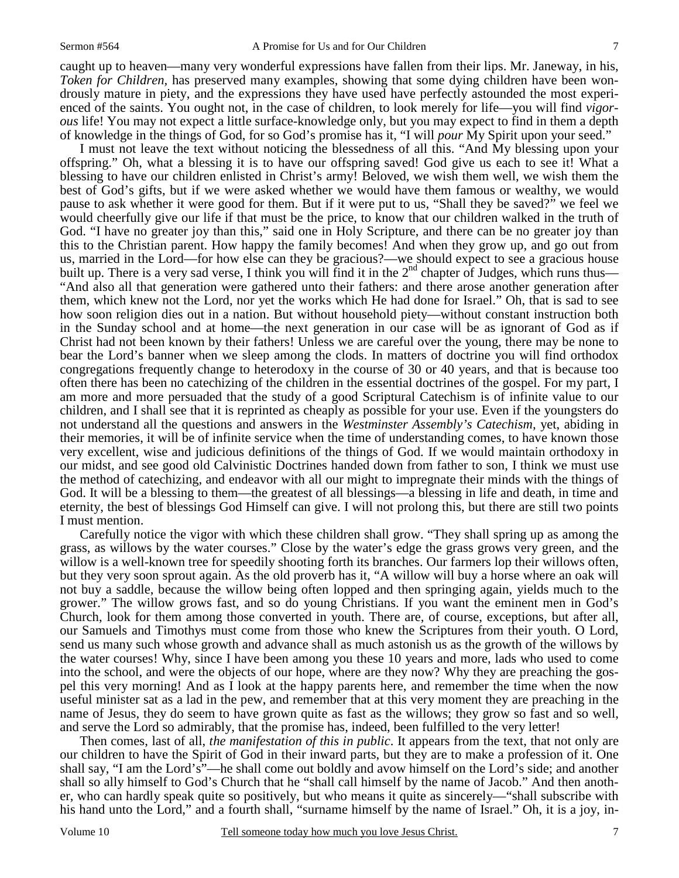caught up to heaven—many very wonderful expressions have fallen from their lips. Mr. Janeway, in his, *Token for Children,* has preserved many examples, showing that some dying children have been wondrously mature in piety, and the expressions they have used have perfectly astounded the most experienced of the saints. You ought not, in the case of children, to look merely for life—you will find *vigorous* life! You may not expect a little surface-knowledge only, but you may expect to find in them a depth of knowledge in the things of God, for so God's promise has it, "I will *pour* My Spirit upon your seed."

I must not leave the text without noticing the blessedness of all this. "And My blessing upon your offspring." Oh, what a blessing it is to have our offspring saved! God give us each to see it! What a blessing to have our children enlisted in Christ's army! Beloved, we wish them well, we wish them the best of God's gifts, but if we were asked whether we would have them famous or wealthy, we would pause to ask whether it were good for them. But if it were put to us, "Shall they be saved?" we feel we would cheerfully give our life if that must be the price, to know that our children walked in the truth of God. "I have no greater joy than this," said one in Holy Scripture, and there can be no greater joy than this to the Christian parent. How happy the family becomes! And when they grow up, and go out from us, married in the Lord—for how else can they be gracious?—we should expect to see a gracious house built up. There is a very sad verse, I think you will find it in the 2nd chapter of Judges, which runs thus—"And also all that generation were gathered unto their fathers: and there arose another generation after them, which knew not the Lord, nor yet the works which He had done for Israel." Oh, that is sad to see how soon religion dies out in a nation. But without household piety—without constant instruction both in the Sunday school and at home—the next generation in our case will be as ignorant of God as if Christ had not been known by their fathers! Unless we are careful over the young, there may be none to bear the Lord's banner when we sleep among the clods. In matters of doctrine you will find orthodox congregations frequently change to heterodoxy in the course of 30 or 40 years, and that is because too often there has been no catechizing of the children in the essential doctrines of the gospel. For my part, I am more and more persuaded that the study of a good Scriptural Catechism is of infinite value to our children, and I shall see that it is reprinted as cheaply as possible for your use. Even if the youngsters do not understand all the questions and answers in the *Westminster Assembly's Catechism,* yet, abiding in their memories, it will be of infinite service when the time of understanding comes, to have known those very excellent, wise and judicious definitions of the things of God. If we would maintain orthodoxy in our midst, and see good old Calvinistic Doctrines handed down from father to son, I think we must use the method of catechizing, and endeavor with all our might to impregnate their minds with the things of God. It will be a blessing to them—the greatest of all blessings—a blessing in life and death, in time and eternity, the best of blessings God Himself can give. I will not prolong this, but there are still two points I must mention.

Carefully notice the vigor with which these children shall grow. "They shall spring up as among the grass, as willows by the water courses." Close by the water's edge the grass grows very green, and the willow is a well-known tree for speedily shooting forth its branches. Our farmers lop their willows often, but they very soon sprout again. As the old proverb has it, "A willow will buy a horse where an oak will not buy a saddle, because the willow being often lopped and then springing again, yields much to the grower." The willow grows fast, and so do young Christians. If you want the eminent men in God's Church, look for them among those converted in youth. There are, of course, exceptions, but after all, our Samuels and Timothys must come from those who knew the Scriptures from their youth. O Lord, send us many such whose growth and advance shall as much astonish us as the growth of the willows by the water courses! Why, since I have been among you these 10 years and more, lads who used to come into the school, and were the objects of our hope, where are they now? Why they are preaching the gospel this very morning! And as I look at the happy parents here, and remember the time when the now useful minister sat as a lad in the pew, and remember that at this very moment they are preaching in the name of Jesus, they do seem to have grown quite as fast as the willows; they grow so fast and so well, and serve the Lord so admirably, that the promise has, indeed, been fulfilled to the very letter!

Then comes, last of all, *the manifestation of this in public*. It appears from the text, that not only are our children to have the Spirit of God in their inward parts, but they are to make a profession of it. One shall say, "I am the Lord's"—he shall come out boldly and avow himself on the Lord's side; and another shall so ally himself to God's Church that he "shall call himself by the name of Jacob." And then another, who can hardly speak quite so positively, but who means it quite as sincerely—"shall subscribe with his hand unto the Lord," and a fourth shall, "surname himself by the name of Israel." Oh, it is a joy, in-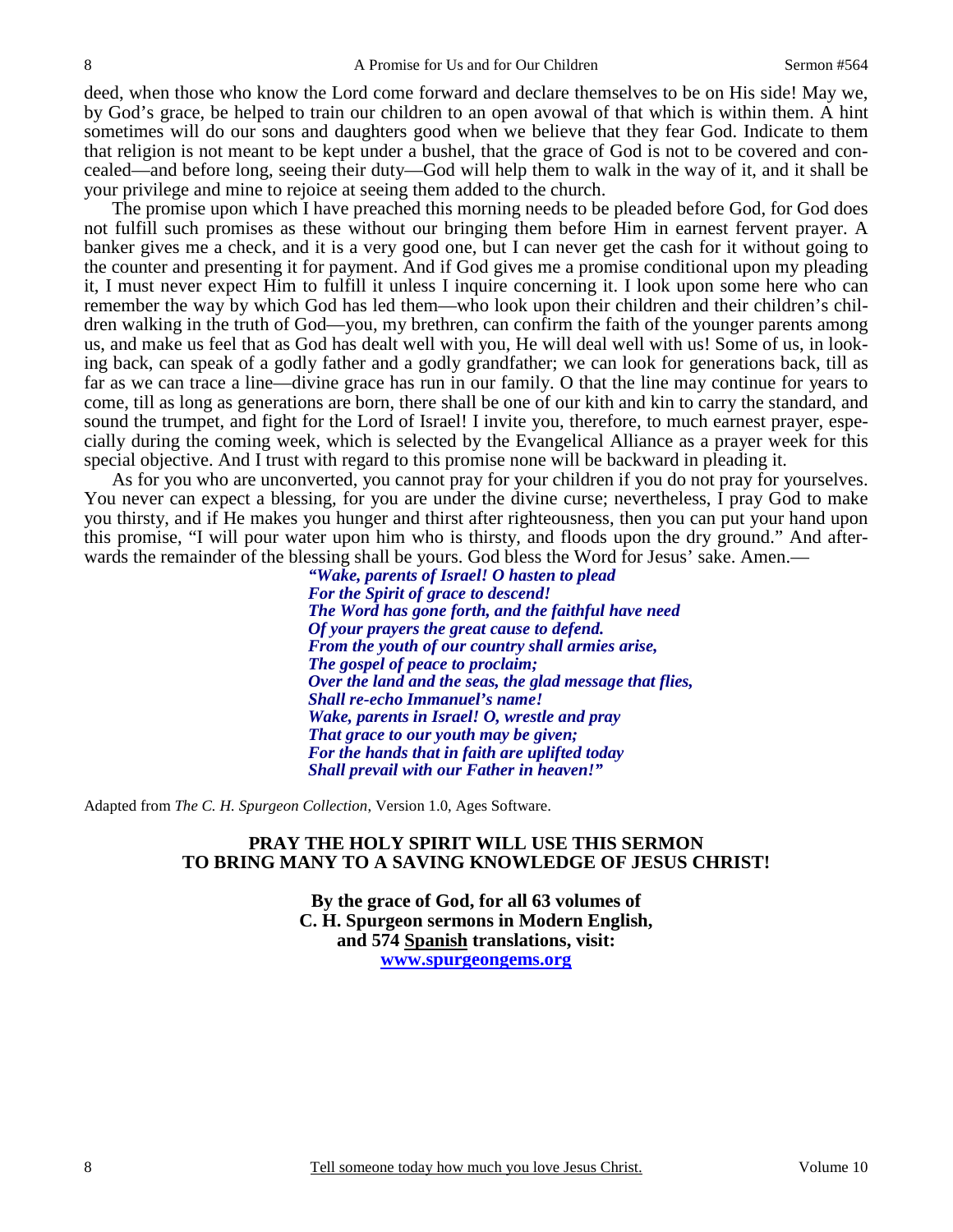deed, when those who know the Lord come forward and declare themselves to be on His side! May we, by God's grace, be helped to train our children to an open avowal of that which is within them. A hint sometimes will do our sons and daughters good when we believe that they fear God. Indicate to them that religion is not meant to be kept under a bushel, that the grace of God is not to be covered and concealed—and before long, seeing their duty—God will help them to walk in the way of it, and it shall be your privilege and mine to rejoice at seeing them added to the church.

The promise upon which I have preached this morning needs to be pleaded before God, for God does not fulfill such promises as these without our bringing them before Him in earnest fervent prayer. A banker gives me a check, and it is a very good one, but I can never get the cash for it without going to the counter and presenting it for payment. And if God gives me a promise conditional upon my pleading it, I must never expect Him to fulfill it unless I inquire concerning it. I look upon some here who can remember the way by which God has led them—who look upon their children and their children's children walking in the truth of God—you, my brethren, can confirm the faith of the younger parents among us, and make us feel that as God has dealt well with you, He will deal well with us! Some of us, in looking back, can speak of a godly father and a godly grandfather; we can look for generations back, till as far as we can trace a line—divine grace has run in our family. O that the line may continue for years to come, till as long as generations are born, there shall be one of our kith and kin to carry the standard, and sound the trumpet, and fight for the Lord of Israel! I invite you, therefore, to much earnest prayer, especially during the coming week, which is selected by the Evangelical Alliance as a prayer week for this special objective. And I trust with regard to this promise none will be backward in pleading it.

As for you who are unconverted, you cannot pray for your children if you do not pray for yourselves. You never can expect a blessing, for you are under the divine curse; nevertheless, I pray God to make you thirsty, and if He makes you hunger and thirst after righteousness, then you can put your hand upon this promise, "I will pour water upon him who is thirsty, and floods upon the dry ground." And afterwards the remainder of the blessing shall be yours. God bless the Word for Jesus' sake. Amen.—

***"Wake, parents of Israel! O hasten to plead***
***For the Spirit of grace to descend!***
***The Word has gone forth, and the faithful have need***
***Of your prayers the great cause to defend.***
***From the youth of our country shall armies arise,***
***The gospel of peace to proclaim;***
***Over the land and the seas, the glad message that flies,***
***Shall re-echo Immanuel's name!***
***Wake, parents in Israel! O, wrestle and pray***
***That grace to our youth may be given;***
***For the hands that in faith are uplifted today***
***Shall prevail with our Father in heaven!"***

Adapted from *The C. H. Spurgeon Collection*, Version 1.0, Ages Software.

**PRAY THE HOLY SPIRIT WILL USE THIS SERMON TO BRING MANY TO A SAVING KNOWLEDGE OF JESUS CHRIST!**

**By the grace of God, for all 63 volumes of C. H. Spurgeon sermons in Modern English, and 574 Spanish translations, visit: www.spurgeongems.org**